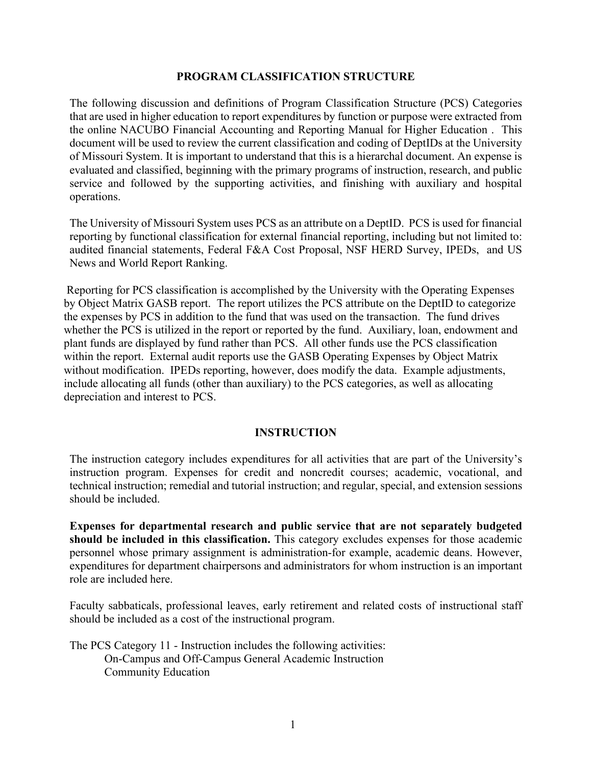# PROGRAM CLASSIFICATION STRUCTURE

The following discussion and definitions of Program Classification Structure (PCS) Categories that are used in higher education to report expenditures by function or purpose were extracted from the online NACUBO Financial Accounting and Reporting Manual for Higher Education . This document will be used to review the current classification and coding of DeptIDs at the University of Missouri System. It is important to understand that this is a hierarchal document. An expense is evaluated and classified, beginning with the primary programs of instruction, research, and public service and followed by the supporting activities, and finishing with auxiliary and hospital operations.

The University of Missouri System uses PCS as an attribute on a DeptID. PCS is used for financial reporting by functional classification for external financial reporting, including but not limited to: audited financial statements, Federal F&A Cost Proposal, NSF HERD Survey, IPEDs, and US News and World Report Ranking.

Reporting for PCS classification is accomplished by the University with the Operating Expenses by Object Matrix GASB report. The report utilizes the PCS attribute on the DeptID to categorize the expenses by PCS in addition to the fund that was used on the transaction. The fund drives whether the PCS is utilized in the report or reported by the fund. Auxiliary, loan, endowment and plant funds are displayed by fund rather than PCS. All other funds use the PCS classification within the report. External audit reports use the GASB Operating Expenses by Object Matrix without modification. IPEDs reporting, however, does modify the data. Example adjustments, include allocating all funds (other than auxiliary) to the PCS categories, as well as allocating depreciation and interest to PCS.

## INSTRUCTION

The instruction category includes expenditures for all activities that are part of the University's instruction program. Expenses for credit and noncredit courses; academic, vocational, and technical instruction; remedial and tutorial instruction; and regular, special, and extension sessions should be included.

**Expenses for departmental research and public service that are not separately budgeted should be included in this classification.** This category excludes expenses for those academic personnel whose primary assignment is administration-for example, academic deans. However, expenditures for department chairpersons and administrators for whom instruction is an important role are included here.

Faculty sabbaticals, professional leaves, early retirement and related costs of instructional staff should be included as a cost of the instructional program.

The PCS Category 11 - Instruction includes the following activities:

- On-Campus and Off-Campus General Academic Instruction
- Community Education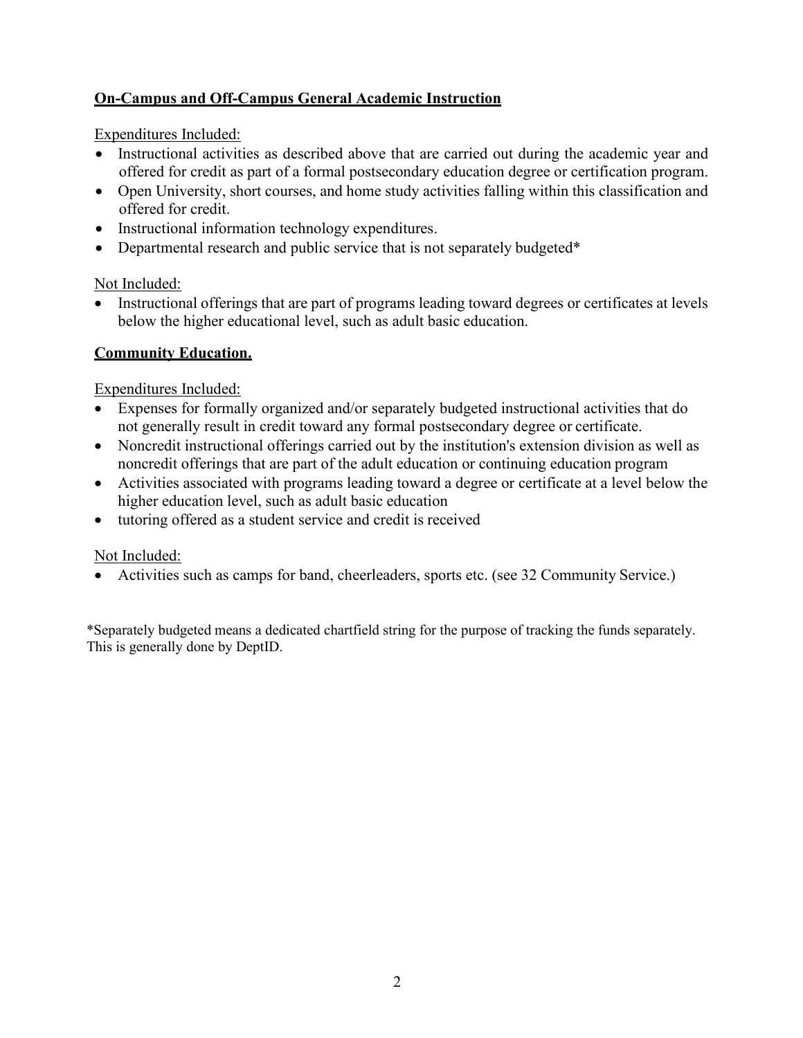## On-Campus and Off-Campus General Academic Instruction

Expenditures Included:

- Instructional activities as described above that are carried out during the academic year and offered for credit as part of a formal postsecondary education degree or certification program.
- Open University, short courses, and home study activities falling within this classification and offered for credit.
- Instructional information technology expenditures.
- Departmental research and public service that is not separately budgeted*

Not Included:

- Instructional offerings that are part of programs leading toward degrees or certificates at levels below the higher educational level, such as adult basic education.

## Community Education.

Expenditures Included:

- Expenses for formally organized and/or separately budgeted instructional activities that do not generally result in credit toward any formal postsecondary degree or certificate.
- Noncredit instructional offerings carried out by the institution's extension division as well as noncredit offerings that are part of the adult education or continuing education program
- Activities associated with programs leading toward a degree or certificate at a level below the higher education level, such as adult basic education
- tutoring offered as a student service and credit is received

Not Included:

- Activities such as camps for band, cheerleaders, sports etc. (see 32 Community Service.)

*Separately budgeted means a dedicated chartfield string for the purpose of tracking the funds separately. This is generally done by DeptID.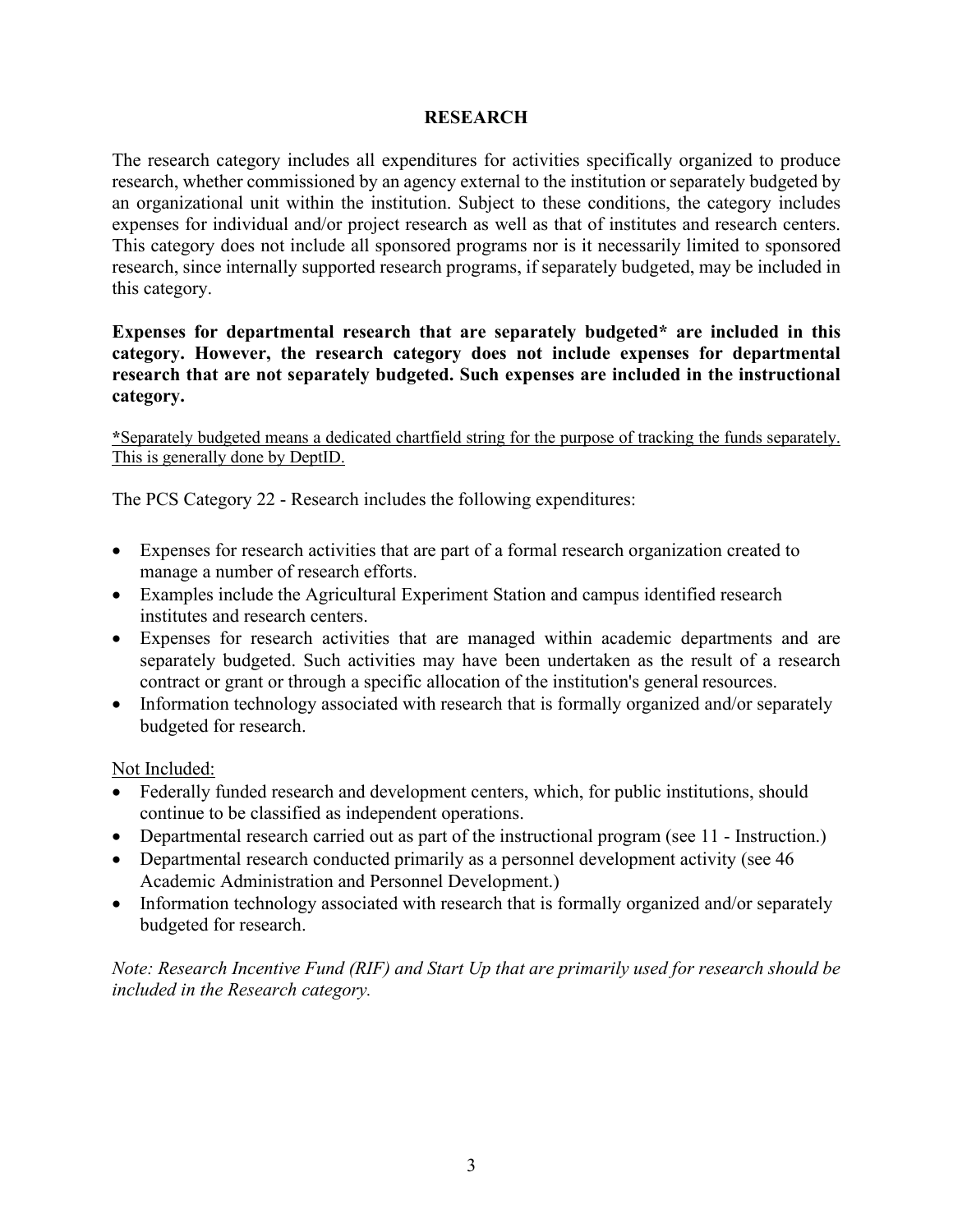# RESEARCH

The research category includes all expenditures for activities specifically organized to produce research, whether commissioned by an agency external to the institution or separately budgeted by an organizational unit within the institution. Subject to these conditions, the category includes expenses for individual and/or project research as well as that of institutes and research centers. This category does not include all sponsored programs nor is it necessarily limited to sponsored research, since internally supported research programs, if separately budgeted, may be included in this category.

**Expenses for departmental research that are separately budgeted* are included in this category. However, the research category does not include expenses for departmental research that are not separately budgeted. Such expenses are included in the instructional category.**

<u>*Separately budgeted means a dedicated chartfield string for the purpose of tracking the funds separately. This is generally done by DeptID.</u>

The PCS Category 22 - Research includes the following expenditures:

- Expenses for research activities that are part of a formal research organization created to manage a number of research efforts.
- Examples include the Agricultural Experiment Station and campus identified research institutes and research centers.
- Expenses for research activities that are managed within academic departments and are separately budgeted. Such activities may have been undertaken as the result of a research contract or grant or through a specific allocation of the institution's general resources.
- Information technology associated with research that is formally organized and/or separately budgeted for research.

<u>Not Included:</u>

- Federally funded research and development centers, which, for public institutions, should continue to be classified as independent operations.
- Departmental research carried out as part of the instructional program (see 11 - Instruction.)
- Departmental research conducted primarily as a personnel development activity (see 46 Academic Administration and Personnel Development.)
- Information technology associated with research that is formally organized and/or separately budgeted for research.

*Note: Research Incentive Fund (RIF) and Start Up that are primarily used for research should be included in the Research category.*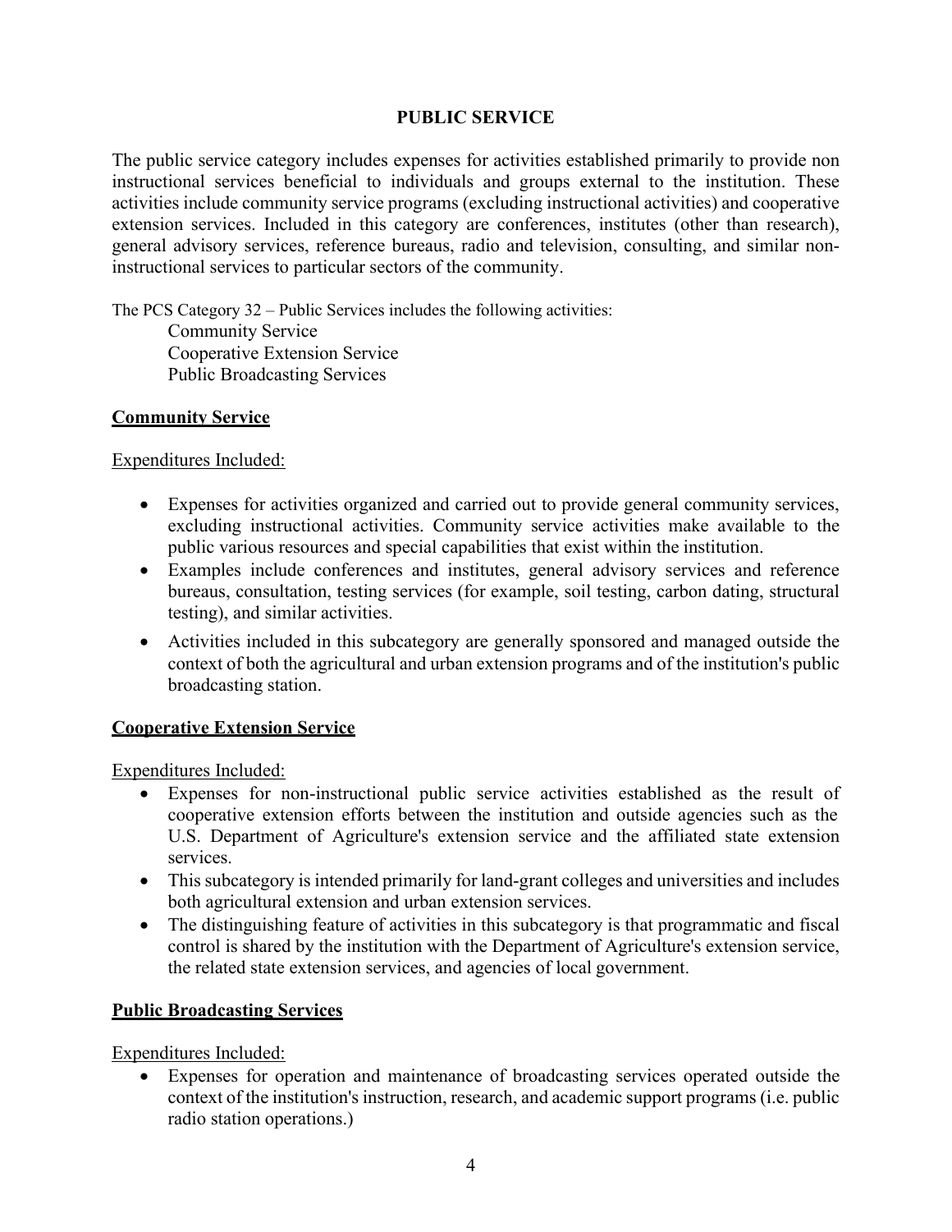## PUBLIC SERVICE

The public service category includes expenses for activities established primarily to provide non instructional services beneficial to individuals and groups external to the institution. These activities include community service programs (excluding instructional activities) and cooperative extension services. Included in this category are conferences, institutes (other than research), general advisory services, reference bureaus, radio and television, consulting, and similar non-instructional services to particular sectors of the community.

The PCS Category 32 – Public Services includes the following activities:

Community Service
Cooperative Extension Service
Public Broadcasting Services

### Community Service

Expenditures Included:

- Expenses for activities organized and carried out to provide general community services, excluding instructional activities. Community service activities make available to the public various resources and special capabilities that exist within the institution.
- Examples include conferences and institutes, general advisory services and reference bureaus, consultation, testing services (for example, soil testing, carbon dating, structural testing), and similar activities.
- Activities included in this subcategory are generally sponsored and managed outside the context of both the agricultural and urban extension programs and of the institution's public broadcasting station.

### Cooperative Extension Service

Expenditures Included:

- Expenses for non-instructional public service activities established as the result of cooperative extension efforts between the institution and outside agencies such as the U.S. Department of Agriculture's extension service and the affiliated state extension services.
- This subcategory is intended primarily for land-grant colleges and universities and includes both agricultural extension and urban extension services.
- The distinguishing feature of activities in this subcategory is that programmatic and fiscal control is shared by the institution with the Department of Agriculture's extension service, the related state extension services, and agencies of local government.

### Public Broadcasting Services

Expenditures Included:

- Expenses for operation and maintenance of broadcasting services operated outside the context of the institution's instruction, research, and academic support programs (i.e. public radio station operations.)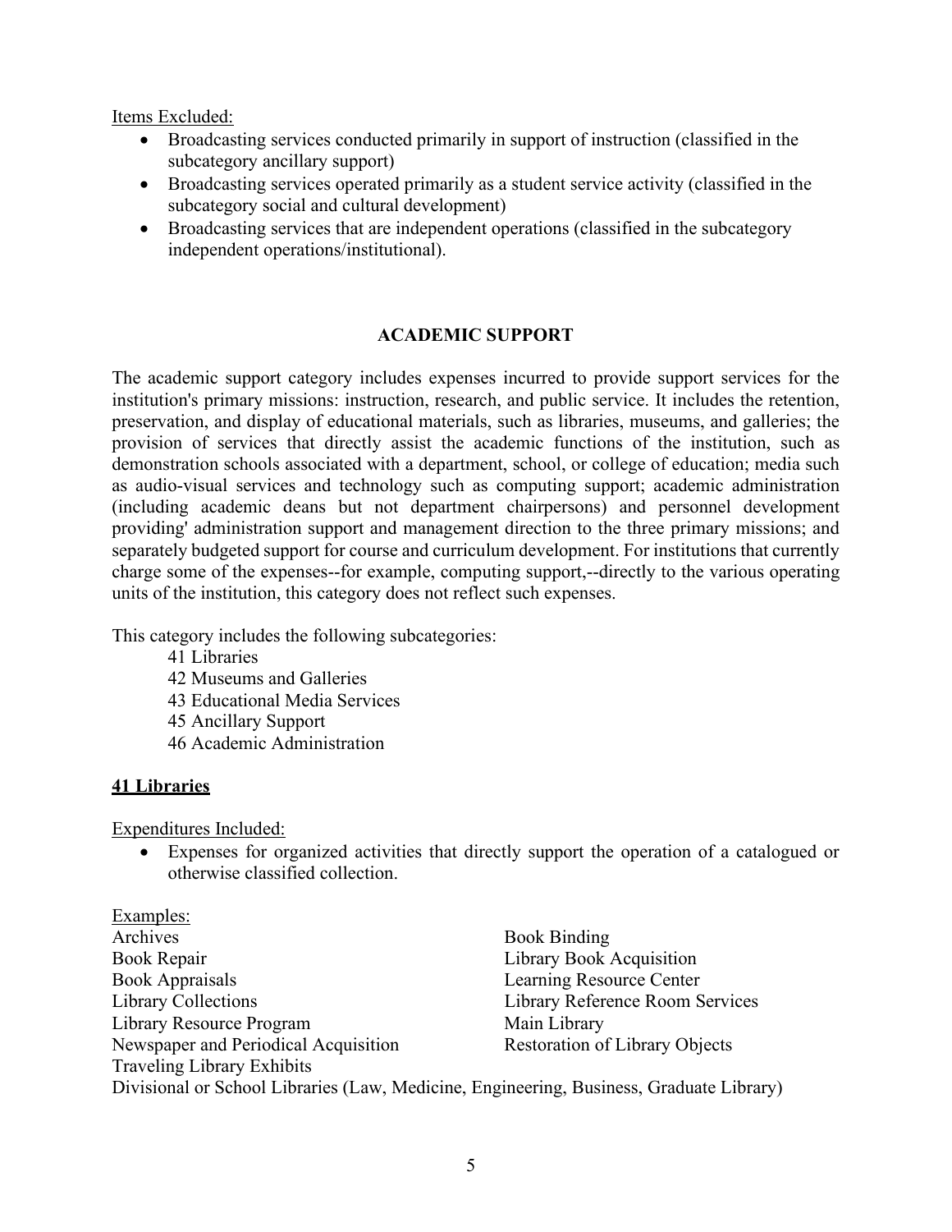Items Excluded:

- Broadcasting services conducted primarily in support of instruction (classified in the subcategory ancillary support)
- Broadcasting services operated primarily as a student service activity (classified in the subcategory social and cultural development)
- Broadcasting services that are independent operations (classified in the subcategory independent operations/institutional).

## ACADEMIC SUPPORT

The academic support category includes expenses incurred to provide support services for the institution's primary missions: instruction, research, and public service. It includes the retention, preservation, and display of educational materials, such as libraries, museums, and galleries; the provision of services that directly assist the academic functions of the institution, such as demonstration schools associated with a department, school, or college of education; media such as audio-visual services and technology such as computing support; academic administration (including academic deans but not department chairpersons) and personnel development providing' administration support and management direction to the three primary missions; and separately budgeted support for course and curriculum development. For institutions that currently charge some of the expenses--for example, computing support,--directly to the various operating units of the institution, this category does not reflect such expenses.

This category includes the following subcategories:

41 Libraries
42 Museums and Galleries
43 Educational Media Services
45 Ancillary Support
46 Academic Administration

### 41 Libraries

Expenditures Included:

- Expenses for organized activities that directly support the operation of a catalogued or otherwise classified collection.

Examples:

Archives
Book Binding
Book Repair
Library Book Acquisition
Book Appraisals
Learning Resource Center
Library Collections
Library Reference Room Services
Library Resource Program
Main Library
Newspaper and Periodical Acquisition
Restoration of Library Objects
Traveling Library Exhibits
Divisional or School Libraries (Law, Medicine, Engineering, Business, Graduate Library)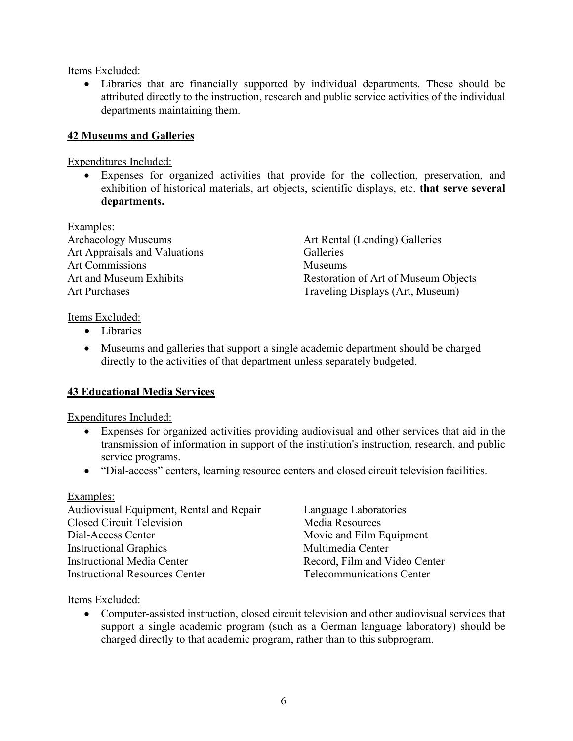Items Excluded:

- Libraries that are financially supported by individual departments. These should be attributed directly to the instruction, research and public service activities of the individual departments maintaining them.

## 42 Museums and Galleries

Expenditures Included:

- Expenses for organized activities that provide for the collection, preservation, and exhibition of historical materials, art objects, scientific displays, etc. **that serve several departments.**

Examples:

Archaeology Museums
Art Appraisals and Valuations
Art Commissions
Art and Museum Exhibits
Art Purchases
Art Rental (Lending) Galleries
Galleries
Museums
Restoration of Art of Museum Objects
Traveling Displays (Art, Museum)

Items Excluded:

- Libraries
- Museums and galleries that support a single academic department should be charged directly to the activities of that department unless separately budgeted.

## 43 Educational Media Services

Expenditures Included:

- Expenses for organized activities providing audiovisual and other services that aid in the transmission of information in support of the institution's instruction, research, and public service programs.
- "Dial-access" centers, learning resource centers and closed circuit television facilities.

Examples:

Audiovisual Equipment, Rental and Repair
Closed Circuit Television
Dial-Access Center
Instructional Graphics
Instructional Media Center
Instructional Resources Center
Language Laboratories
Media Resources
Movie and Film Equipment
Multimedia Center
Record, Film and Video Center
Telecommunications Center

Items Excluded:

- Computer-assisted instruction, closed circuit television and other audiovisual services that support a single academic program (such as a German language laboratory) should be charged directly to that academic program, rather than to this subprogram.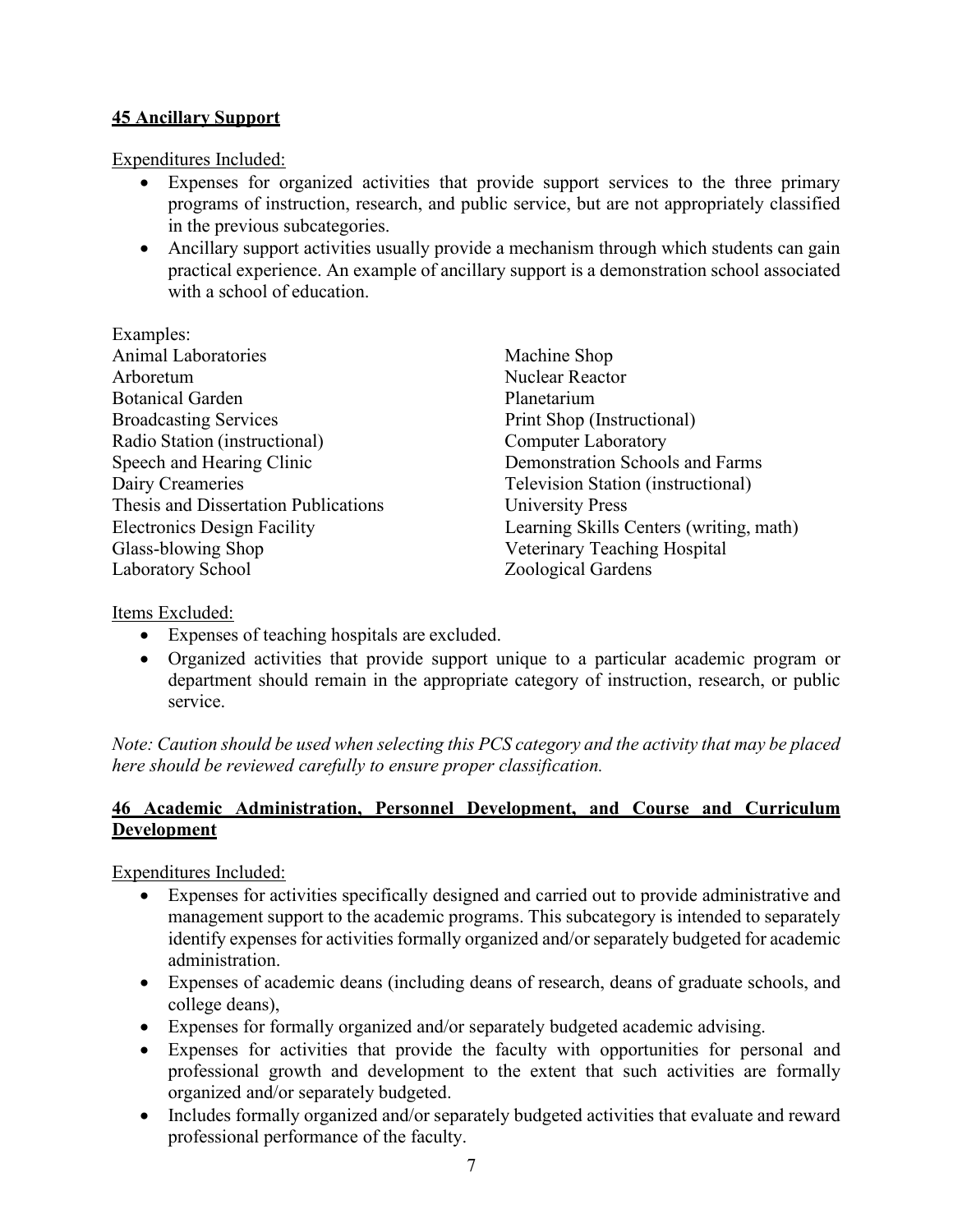**<u>45 Ancillary Support</u>**

<u>Expenditures Included:</u>

- Expenses for organized activities that provide support services to the three primary programs of instruction, research, and public service, but are not appropriately classified in the previous subcategories.
- Ancillary support activities usually provide a mechanism through which students can gain practical experience. An example of ancillary support is a demonstration school associated with a school of education.

Examples:

Animal Laboratories
Arboretum
Botanical Garden
Broadcasting Services
Radio Station (instructional)
Speech and Hearing Clinic
Dairy Creameries
Thesis and Dissertation Publications
Electronics Design Facility
Glass-blowing Shop
Laboratory School
Machine Shop
Nuclear Reactor
Planetarium
Print Shop (Instructional)
Computer Laboratory
Demonstration Schools and Farms
Television Station (instructional)
University Press
Learning Skills Centers (writing, math)
Veterinary Teaching Hospital
Zoological Gardens

<u>Items Excluded:</u>

- Expenses of teaching hospitals are excluded.
- Organized activities that provide support unique to a particular academic program or department should remain in the appropriate category of instruction, research, or public service.

*Note: Caution should be used when selecting this PCS category and the activity that may be placed here should be reviewed carefully to ensure proper classification.*

**<u>46 Academic Administration, Personnel Development, and Course and Curriculum Development</u>**

<u>Expenditures Included:</u>

- Expenses for activities specifically designed and carried out to provide administrative and management support to the academic programs. This subcategory is intended to separately identify expenses for activities formally organized and/or separately budgeted for academic administration.
- Expenses of academic deans (including deans of research, deans of graduate schools, and college deans),
- Expenses for formally organized and/or separately budgeted academic advising.
- Expenses for activities that provide the faculty with opportunities for personal and professional growth and development to the extent that such activities are formally organized and/or separately budgeted.
- Includes formally organized and/or separately budgeted activities that evaluate and reward professional performance of the faculty.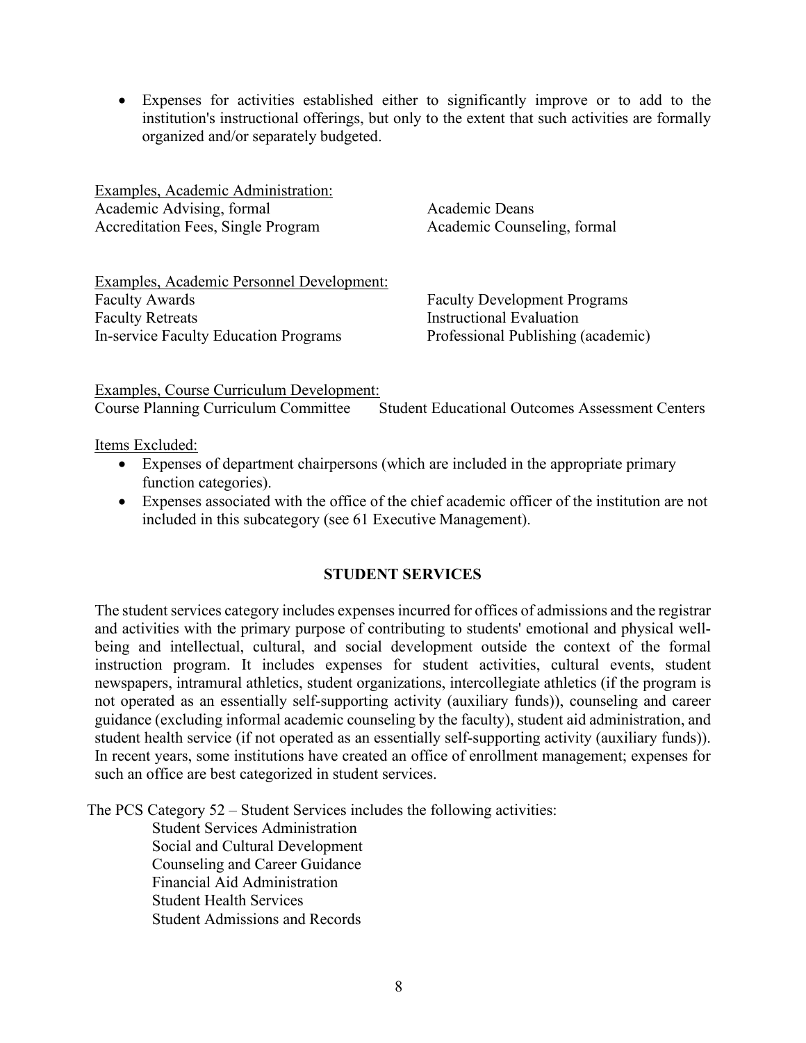- Expenses for activities established either to significantly improve or to add to the institution's instructional offerings, but only to the extent that such activities are formally organized and/or separately budgeted.

Examples, Academic Administration:

Academic Advising, formal
Accreditation Fees, Single Program
Academic Deans
Academic Counseling, formal

Examples, Academic Personnel Development:

Faculty Awards
Faculty Retreats
In-service Faculty Education Programs
Faculty Development Programs
Instructional Evaluation
Professional Publishing (academic)

Examples, Course Curriculum Development:

Course Planning Curriculum Committee
Student Educational Outcomes Assessment Centers

Items Excluded:

- Expenses of department chairpersons (which are included in the appropriate primary function categories).
- Expenses associated with the office of the chief academic officer of the institution are not included in this subcategory (see 61 Executive Management).

## STUDENT SERVICES

The student services category includes expenses incurred for offices of admissions and the registrar and activities with the primary purpose of contributing to students' emotional and physical well-being and intellectual, cultural, and social development outside the context of the formal instruction program. It includes expenses for student activities, cultural events, student newspapers, intramural athletics, student organizations, intercollegiate athletics (if the program is not operated as an essentially self-supporting activity (auxiliary funds)), counseling and career guidance (excluding informal academic counseling by the faculty), student aid administration, and student health service (if not operated as an essentially self-supporting activity (auxiliary funds)). In recent years, some institutions have created an office of enrollment management; expenses for such an office are best categorized in student services.

The PCS Category 52 – Student Services includes the following activities:

Student Services Administration
Social and Cultural Development
Counseling and Career Guidance
Financial Aid Administration
Student Health Services
Student Admissions and Records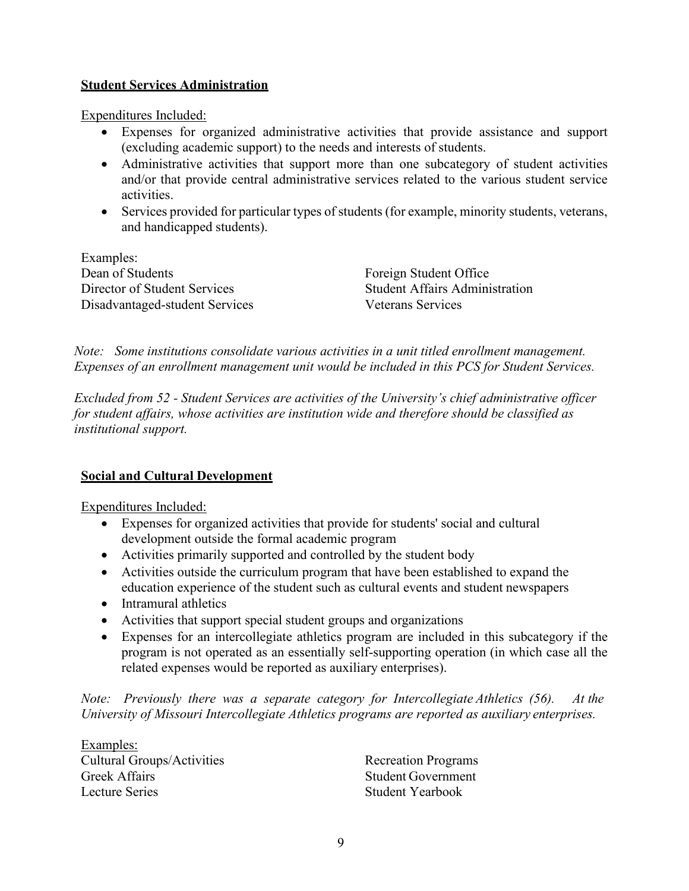## Student Services Administration

Expenditures Included:

- Expenses for organized administrative activities that provide assistance and support (excluding academic support) to the needs and interests of students.
- Administrative activities that support more than one subcategory of student activities and/or that provide central administrative services related to the various student service activities.
- Services provided for particular types of students (for example, minority students, veterans, and handicapped students).

Examples:

| | |
|---|---|
| Dean of Students | Foreign Student Office |
| Director of Student Services | Student Affairs Administration |
| Disadvantaged-student Services | Veterans Services |

*Note: Some institutions consolidate various activities in a unit titled enrollment management. Expenses of an enrollment management unit would be included in this PCS for Student Services.*

*Excluded from 52 - Student Services are activities of the University's chief administrative officer for student affairs, whose activities are institution wide and therefore should be classified as institutional support.*

## Social and Cultural Development

Expenditures Included:

- Expenses for organized activities that provide for students' social and cultural development outside the formal academic program
- Activities primarily supported and controlled by the student body
- Activities outside the curriculum program that have been established to expand the education experience of the student such as cultural events and student newspapers
- Intramural athletics
- Activities that support special student groups and organizations
- Expenses for an intercollegiate athletics program are included in this subcategory if the program is not operated as an essentially self-supporting operation (in which case all the related expenses would be reported as auxiliary enterprises).

*Note: Previously there was a separate category for Intercollegiate Athletics (56). At the University of Missouri Intercollegiate Athletics programs are reported as auxiliary enterprises.*

Examples:

| | |
|---|---|
| Cultural Groups/Activities | Recreation Programs |
| Greek Affairs | Student Government |
| Lecture Series | Student Yearbook |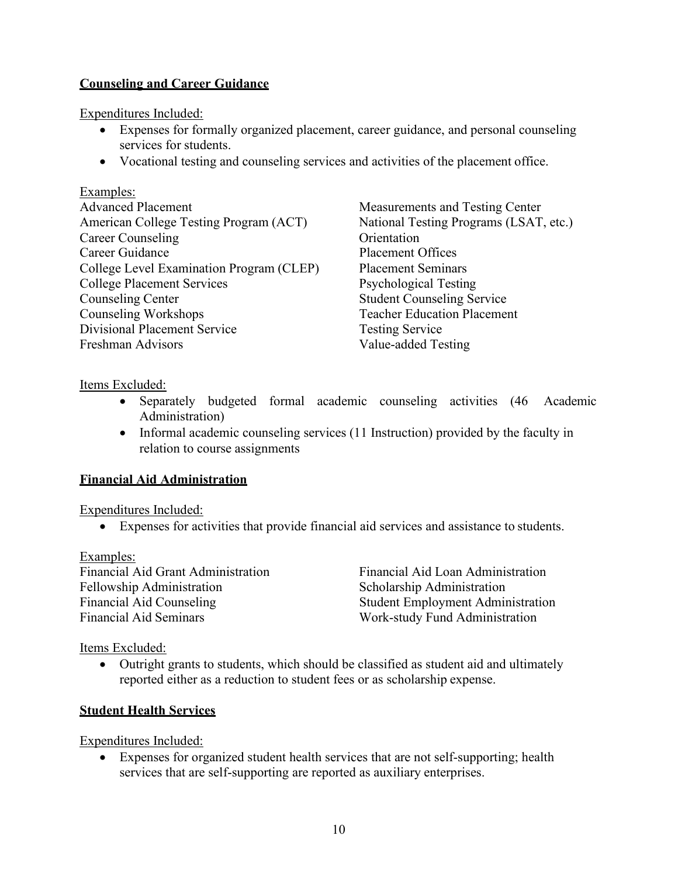## Counseling and Career Guidance

Expenditures Included:

- Expenses for formally organized placement, career guidance, and personal counseling services for students.
- Vocational testing and counseling services and activities of the placement office.

Examples:

Advanced Placement
American College Testing Program (ACT)
Career Counseling
Career Guidance
College Level Examination Program (CLEP)
College Placement Services
Counseling Center
Counseling Workshops
Divisional Placement Service
Freshman Advisors
Measurements and Testing Center
National Testing Programs (LSAT, etc.)
Orientation
Placement Offices
Placement Seminars
Psychological Testing
Student Counseling Service
Teacher Education Placement
Testing Service
Value-added Testing

Items Excluded:

- Separately budgeted formal academic counseling activities (46 Academic Administration)
- Informal academic counseling services (11 Instruction) provided by the faculty in relation to course assignments

## Financial Aid Administration

Expenditures Included:

- Expenses for activities that provide financial aid services and assistance to students.

Examples:

Financial Aid Grant Administration
Fellowship Administration
Financial Aid Counseling
Financial Aid Seminars
Financial Aid Loan Administration
Scholarship Administration
Student Employment Administration
Work-study Fund Administration

Items Excluded:

- Outright grants to students, which should be classified as student aid and ultimately reported either as a reduction to student fees or as scholarship expense.

## Student Health Services

Expenditures Included:

- Expenses for organized student health services that are not self-supporting; health services that are self-supporting are reported as auxiliary enterprises.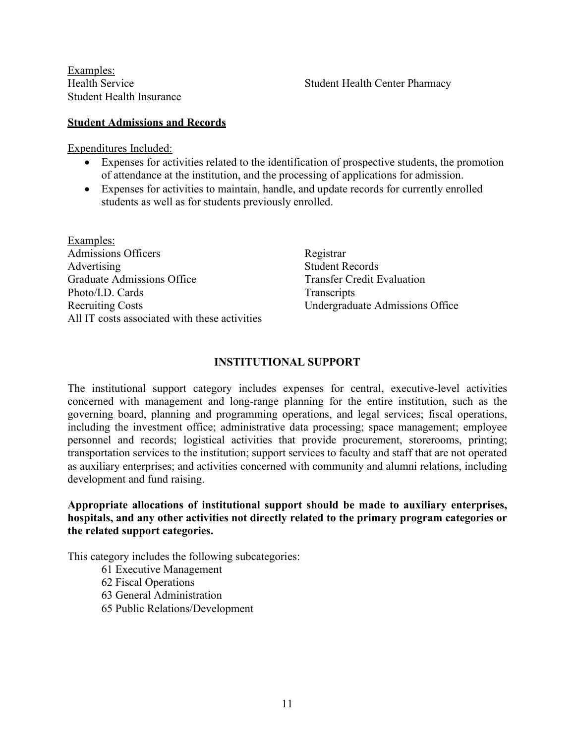Examples:

Health Service
Student Health Insurance
Student Health Center Pharmacy

**Student Admissions and Records**

Expenditures Included:

- Expenses for activities related to the identification of prospective students, the promotion of attendance at the institution, and the processing of applications for admission.
- Expenses for activities to maintain, handle, and update records for currently enrolled students as well as for students previously enrolled.

Examples:

Admissions Officers
Advertising
Graduate Admissions Office
Photo/I.D. Cards
Recruiting Costs
All IT costs associated with these activities
Registrar
Student Records
Transfer Credit Evaluation
Transcripts
Undergraduate Admissions Office

## INSTITUTIONAL SUPPORT

The institutional support category includes expenses for central, executive-level activities concerned with management and long-range planning for the entire institution, such as the governing board, planning and programming operations, and legal services; fiscal operations, including the investment office; administrative data processing; space management; employee personnel and records; logistical activities that provide procurement, storerooms, printing; transportation services to the institution; support services to faculty and staff that are not operated as auxiliary enterprises; and activities concerned with community and alumni relations, including development and fund raising.

**Appropriate allocations of institutional support should be made to auxiliary enterprises, hospitals, and any other activities not directly related to the primary program categories or the related support categories.**

This category includes the following subcategories:

61 Executive Management
62 Fiscal Operations
63 General Administration
65 Public Relations/Development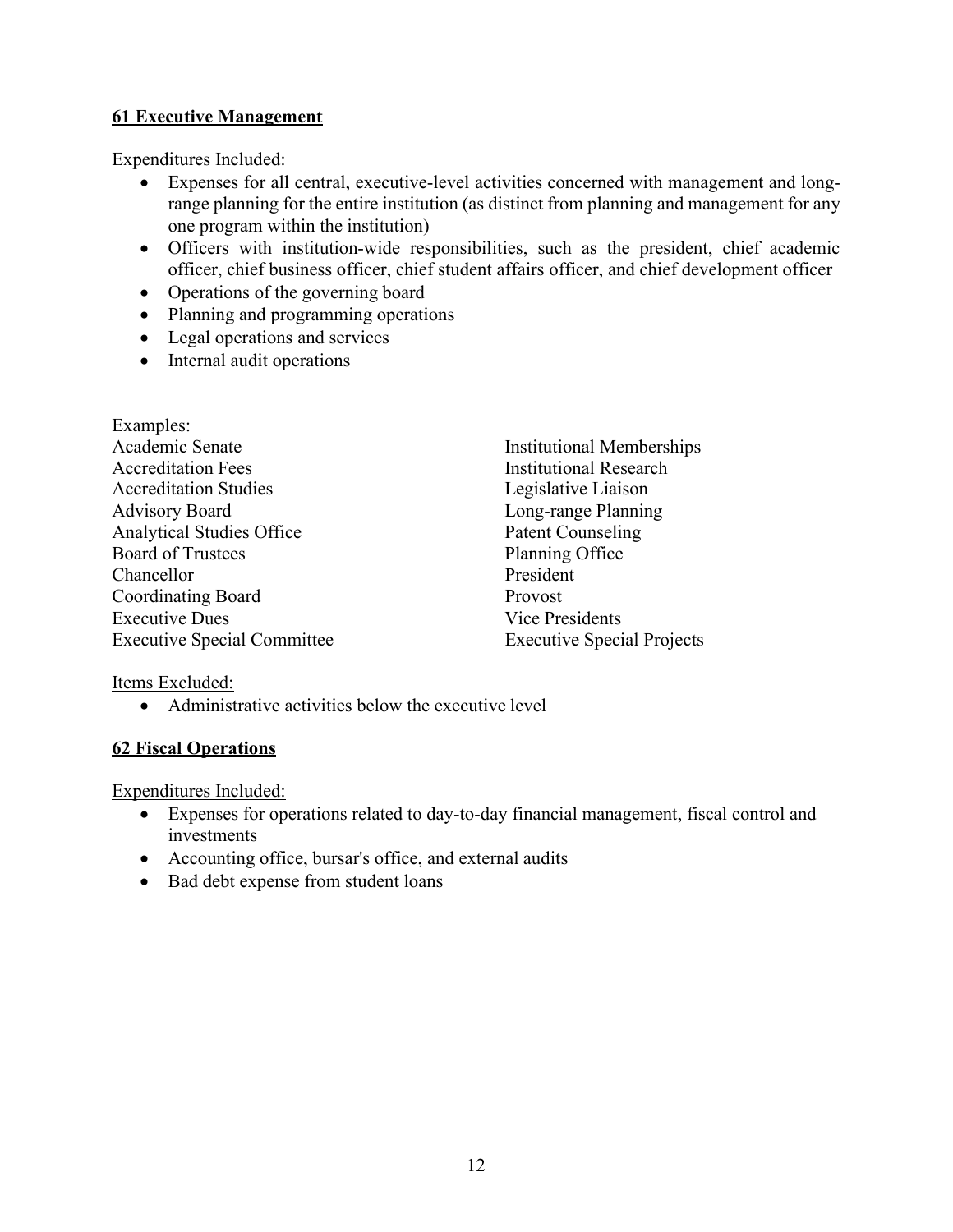## 61 Executive Management

Expenditures Included:

- Expenses for all central, executive-level activities concerned with management and long-range planning for the entire institution (as distinct from planning and management for any one program within the institution)
- Officers with institution-wide responsibilities, such as the president, chief academic officer, chief business officer, chief student affairs officer, and chief development officer
- Operations of the governing board
- Planning and programming operations
- Legal operations and services
- Internal audit operations

Examples:

Academic Senate
Accreditation Fees
Accreditation Studies
Advisory Board
Analytical Studies Office
Board of Trustees
Chancellor
Coordinating Board
Executive Dues
Executive Special Committee
Institutional Memberships
Institutional Research
Legislative Liaison
Long-range Planning
Patent Counseling
Planning Office
President
Provost
Vice Presidents
Executive Special Projects

Items Excluded:

- Administrative activities below the executive level

## 62 Fiscal Operations

Expenditures Included:

- Expenses for operations related to day-to-day financial management, fiscal control and investments
- Accounting office, bursar's office, and external audits
- Bad debt expense from student loans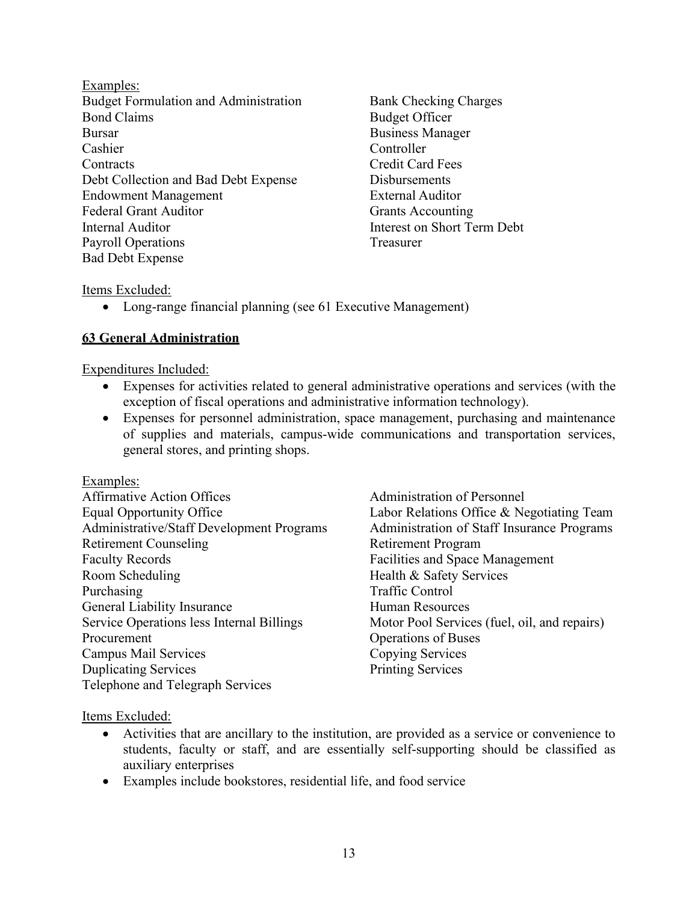Examples:

- Budget Formulation and Administration
- Bank Checking Charges
- Bond Claims
- Budget Officer
- Bursar
- Business Manager
- Cashier
- Controller
- Contracts
- Credit Card Fees
- Debt Collection and Bad Debt Expense
- Disbursements
- Endowment Management
- External Auditor
- Federal Grant Auditor
- Grants Accounting
- Internal Auditor
- Interest on Short Term Debt
- Payroll Operations
- Treasurer
- Bad Debt Expense

Items Excluded:

- Long-range financial planning (see 61 Executive Management)

## 63 General Administration

Expenditures Included:

- Expenses for activities related to general administrative operations and services (with the exception of fiscal operations and administrative information technology).
- Expenses for personnel administration, space management, purchasing and maintenance of supplies and materials, campus-wide communications and transportation services, general stores, and printing shops.

Examples:

- Affirmative Action Offices
- Administration of Personnel
- Equal Opportunity Office
- Labor Relations Office & Negotiating Team
- Administrative/Staff Development Programs
- Administration of Staff Insurance Programs
- Retirement Counseling
- Retirement Program
- Faculty Records
- Facilities and Space Management
- Room Scheduling
- Health & Safety Services
- Purchasing
- Traffic Control
- General Liability Insurance
- Human Resources
- Service Operations less Internal Billings
- Motor Pool Services (fuel, oil, and repairs)
- Procurement
- Operations of Buses
- Campus Mail Services
- Copying Services
- Duplicating Services
- Printing Services
- Telephone and Telegraph Services

Items Excluded:

- Activities that are ancillary to the institution, are provided as a service or convenience to students, faculty or staff, and are essentially self-supporting should be classified as auxiliary enterprises
- Examples include bookstores, residential life, and food service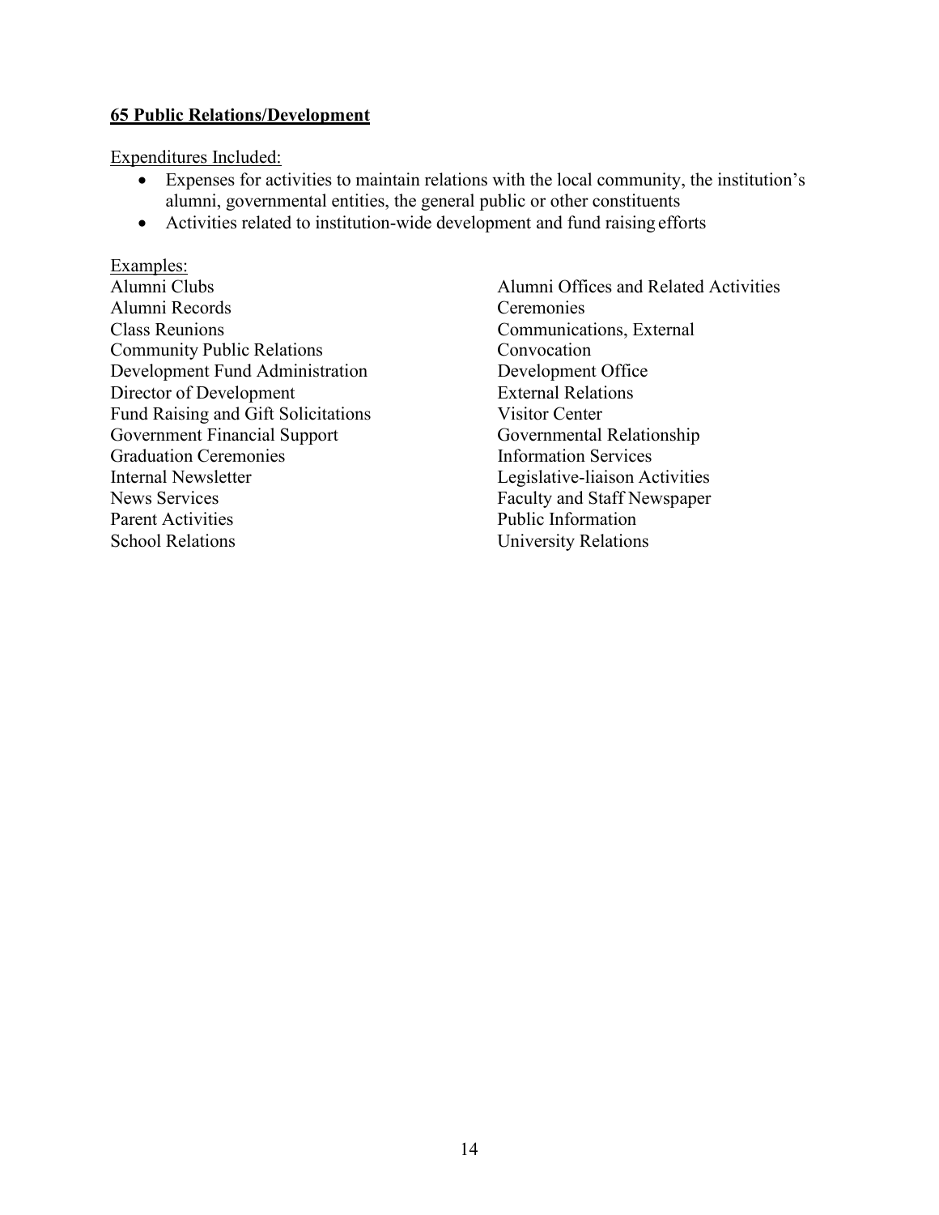## 65 Public Relations/Development

Expenditures Included:

- Expenses for activities to maintain relations with the local community, the institution's alumni, governmental entities, the general public or other constituents
- Activities related to institution-wide development and fund raising efforts

Examples:

Alumni Clubs
Alumni Offices and Related Activities
Alumni Records
Ceremonies
Class Reunions
Communications, External
Community Public Relations
Convocation
Development Fund Administration
Development Office
Director of Development
External Relations
Fund Raising and Gift Solicitations
Visitor Center
Government Financial Support
Governmental Relationship
Graduation Ceremonies
Information Services
Internal Newsletter
Legislative-liaison Activities
News Services
Faculty and Staff Newspaper
Parent Activities
Public Information
School Relations
University Relations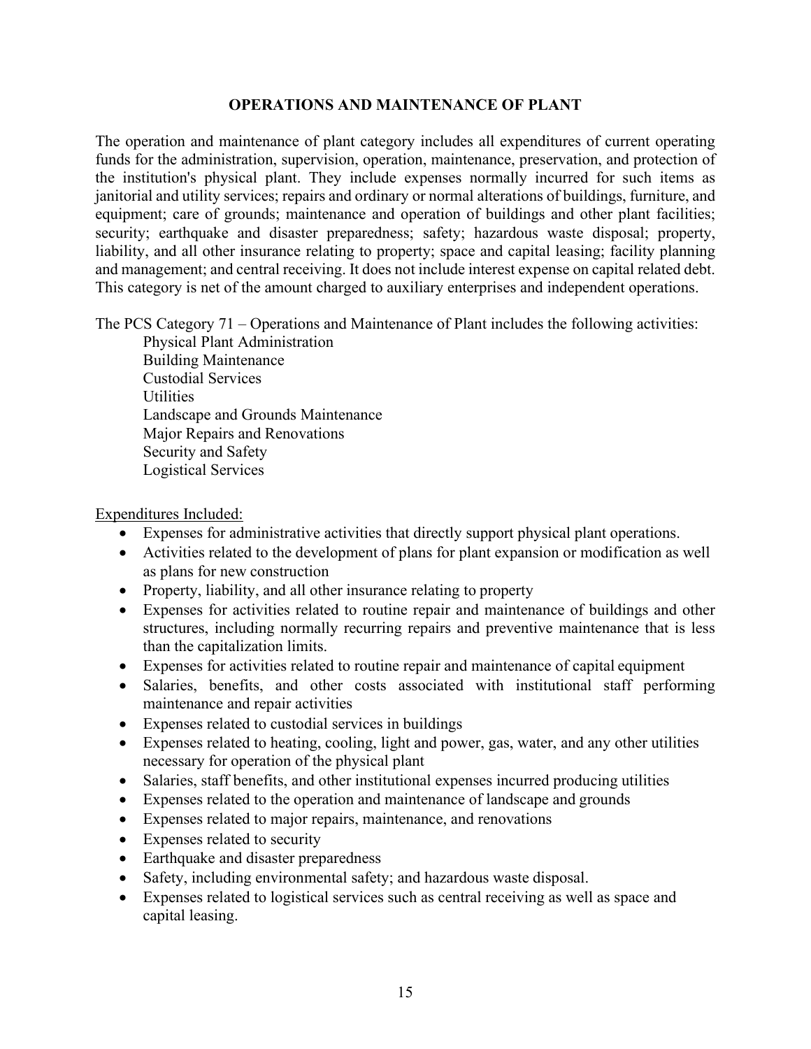## OPERATIONS AND MAINTENANCE OF PLANT

The operation and maintenance of plant category includes all expenditures of current operating funds for the administration, supervision, operation, maintenance, preservation, and protection of the institution's physical plant. They include expenses normally incurred for such items as janitorial and utility services; repairs and ordinary or normal alterations of buildings, furniture, and equipment; care of grounds; maintenance and operation of buildings and other plant facilities; security; earthquake and disaster preparedness; safety; hazardous waste disposal; property, liability, and all other insurance relating to property; space and capital leasing; facility planning and management; and central receiving. It does not include interest expense on capital related debt. This category is net of the amount charged to auxiliary enterprises and independent operations.

The PCS Category 71 – Operations and Maintenance of Plant includes the following activities:

Physical Plant Administration
Building Maintenance
Custodial Services
Utilities
Landscape and Grounds Maintenance
Major Repairs and Renovations
Security and Safety
Logistical Services

<u>Expenditures Included:</u>

- Expenses for administrative activities that directly support physical plant operations.
- Activities related to the development of plans for plant expansion or modification as well as plans for new construction
- Property, liability, and all other insurance relating to property
- Expenses for activities related to routine repair and maintenance of buildings and other structures, including normally recurring repairs and preventive maintenance that is less than the capitalization limits.
- Expenses for activities related to routine repair and maintenance of capital equipment
- Salaries, benefits, and other costs associated with institutional staff performing maintenance and repair activities
- Expenses related to custodial services in buildings
- Expenses related to heating, cooling, light and power, gas, water, and any other utilities necessary for operation of the physical plant
- Salaries, staff benefits, and other institutional expenses incurred producing utilities
- Expenses related to the operation and maintenance of landscape and grounds
- Expenses related to major repairs, maintenance, and renovations
- Expenses related to security
- Earthquake and disaster preparedness
- Safety, including environmental safety; and hazardous waste disposal.
- Expenses related to logistical services such as central receiving as well as space and capital leasing.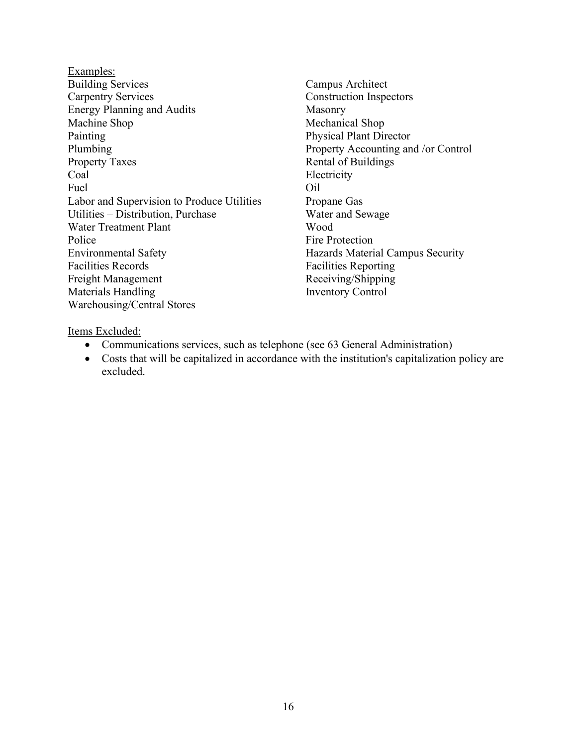Examples:

- Building Services
- Campus Architect
- Carpentry Services
- Construction Inspectors
- Energy Planning and Audits
- Masonry
- Machine Shop
- Mechanical Shop
- Painting
- Physical Plant Director
- Plumbing
- Property Accounting and /or Control
- Property Taxes
- Rental of Buildings
- Coal
- Electricity
- Fuel
- Oil
- Labor and Supervision to Produce Utilities
- Propane Gas
- Utilities – Distribution, Purchase
- Water and Sewage
- Water Treatment Plant
- Wood
- Police
- Fire Protection
- Environmental Safety
- Hazards Material Campus Security
- Facilities Records
- Facilities Reporting
- Freight Management
- Receiving/Shipping
- Materials Handling
- Inventory Control
- Warehousing/Central Stores

Items Excluded:

- Communications services, such as telephone (see 63 General Administration)
- Costs that will be capitalized in accordance with the institution's capitalization policy are excluded.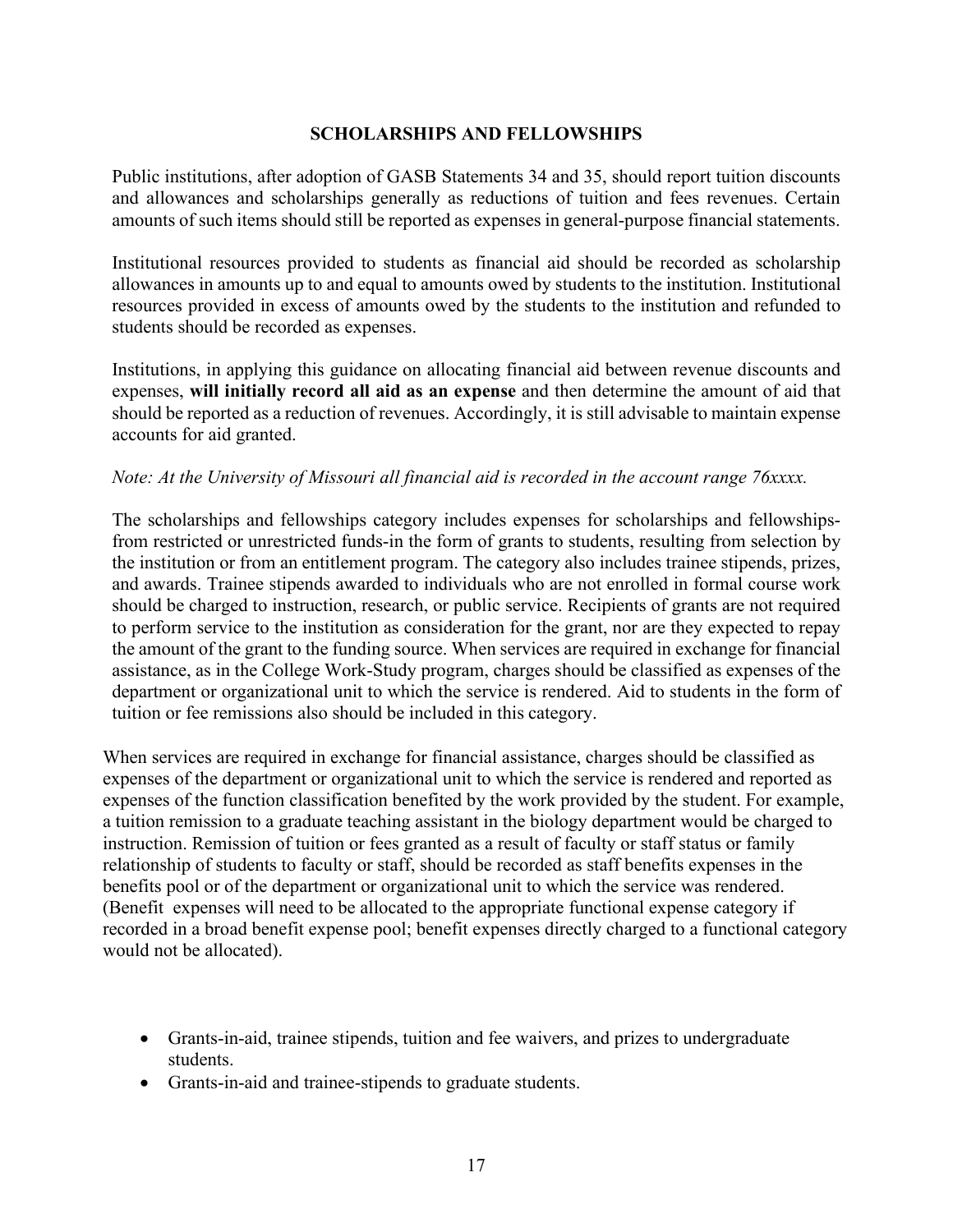## SCHOLARSHIPS AND FELLOWSHIPS

Public institutions, after adoption of GASB Statements 34 and 35, should report tuition discounts and allowances and scholarships generally as reductions of tuition and fees revenues. Certain amounts of such items should still be reported as expenses in general-purpose financial statements.

Institutional resources provided to students as financial aid should be recorded as scholarship allowances in amounts up to and equal to amounts owed by students to the institution. Institutional resources provided in excess of amounts owed by the students to the institution and refunded to students should be recorded as expenses.

Institutions, in applying this guidance on allocating financial aid between revenue discounts and expenses, **will initially record all aid as an expense** and then determine the amount of aid that should be reported as a reduction of revenues. Accordingly, it is still advisable to maintain expense accounts for aid granted.

*Note: At the University of Missouri all financial aid is recorded in the account range 76xxxx.*

The scholarships and fellowships category includes expenses for scholarships and fellowships-from restricted or unrestricted funds-in the form of grants to students, resulting from selection by the institution or from an entitlement program. The category also includes trainee stipends, prizes, and awards. Trainee stipends awarded to individuals who are not enrolled in formal course work should be charged to instruction, research, or public service. Recipients of grants are not required to perform service to the institution as consideration for the grant, nor are they expected to repay the amount of the grant to the funding source. When services are required in exchange for financial assistance, as in the College Work-Study program, charges should be classified as expenses of the department or organizational unit to which the service is rendered. Aid to students in the form of tuition or fee remissions also should be included in this category.

When services are required in exchange for financial assistance, charges should be classified as expenses of the department or organizational unit to which the service is rendered and reported as expenses of the function classification benefited by the work provided by the student. For example, a tuition remission to a graduate teaching assistant in the biology department would be charged to instruction. Remission of tuition or fees granted as a result of faculty or staff status or family relationship of students to faculty or staff, should be recorded as staff benefits expenses in the benefits pool or of the department or organizational unit to which the service was rendered. (Benefit expenses will need to be allocated to the appropriate functional expense category if recorded in a broad benefit expense pool; benefit expenses directly charged to a functional category would not be allocated).

- Grants-in-aid, trainee stipends, tuition and fee waivers, and prizes to undergraduate students.
- Grants-in-aid and trainee-stipends to graduate students.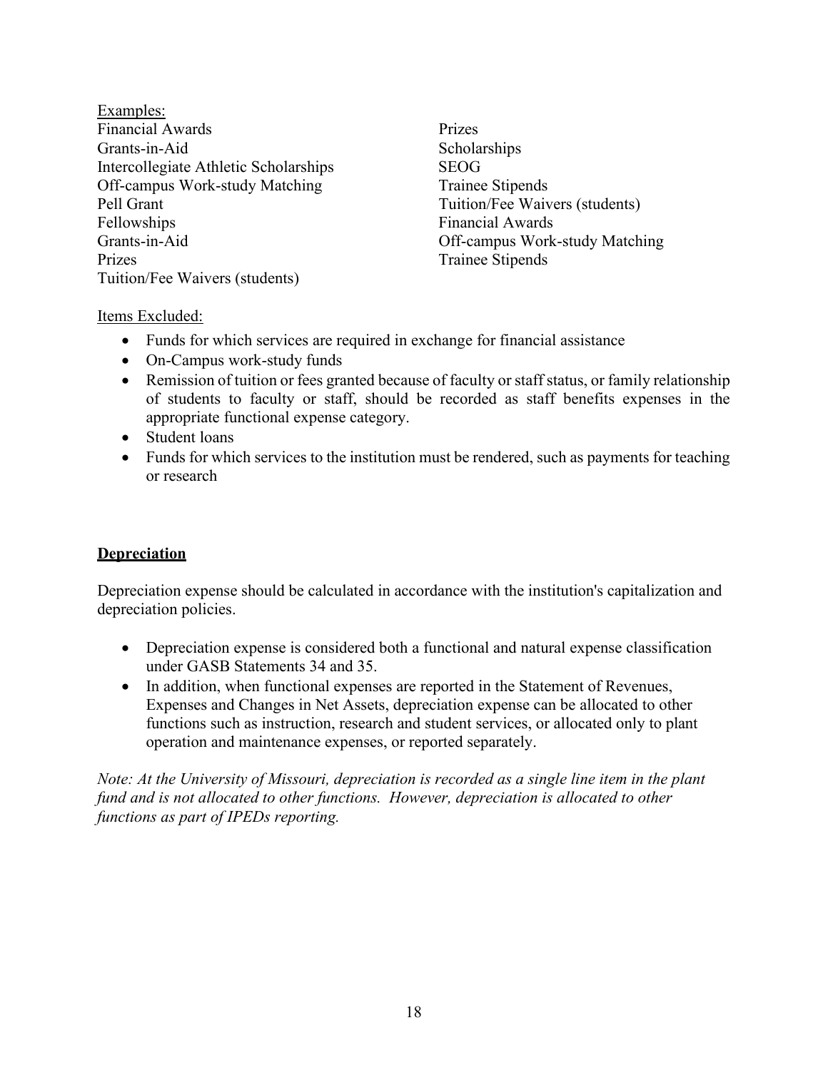Examples:

Financial Awards
Grants-in-Aid
Intercollegiate Athletic Scholarships
Off-campus Work-study Matching
Pell Grant
Fellowships
Grants-in-Aid
Prizes
Tuition/Fee Waivers (students)
Prizes
Scholarships
SEOG
Trainee Stipends
Tuition/Fee Waivers (students)
Financial Awards
Off-campus Work-study Matching
Trainee Stipends

Items Excluded:

- Funds for which services are required in exchange for financial assistance
- On-Campus work-study funds
- Remission of tuition or fees granted because of faculty or staff status, or family relationship of students to faculty or staff, should be recorded as staff benefits expenses in the appropriate functional expense category.
- Student loans
- Funds for which services to the institution must be rendered, such as payments for teaching or research

## Depreciation

Depreciation expense should be calculated in accordance with the institution's capitalization and depreciation policies.

- Depreciation expense is considered both a functional and natural expense classification under GASB Statements 34 and 35.
- In addition, when functional expenses are reported in the Statement of Revenues, Expenses and Changes in Net Assets, depreciation expense can be allocated to other functions such as instruction, research and student services, or allocated only to plant operation and maintenance expenses, or reported separately.

*Note: At the University of Missouri, depreciation is recorded as a single line item in the plant fund and is not allocated to other functions. However, depreciation is allocated to other functions as part of IPEDs reporting.*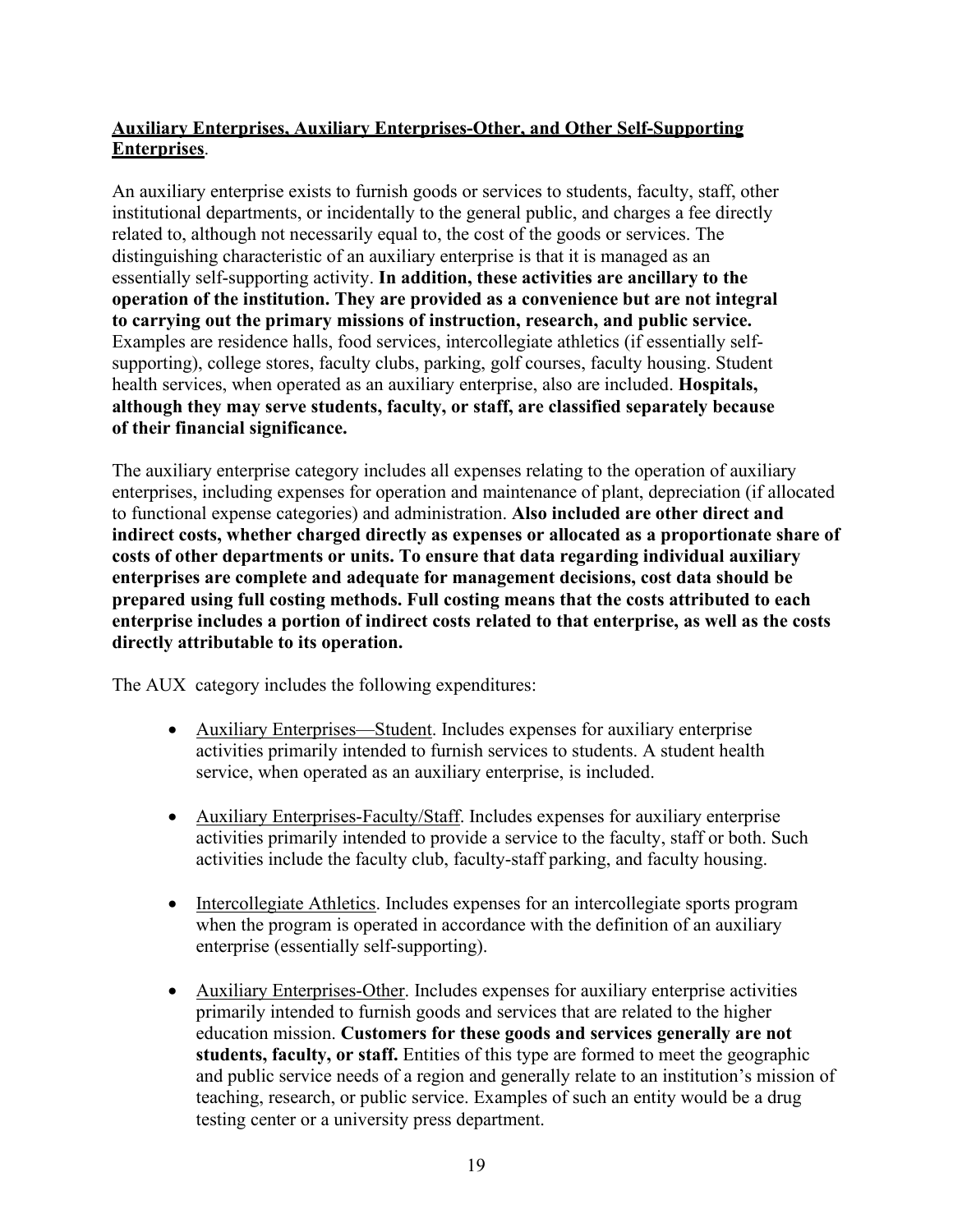**<u>Auxiliary Enterprises, Auxiliary Enterprises-Other, and Other Self-Supporting Enterprises</u>**.

An auxiliary enterprise exists to furnish goods or services to students, faculty, staff, other institutional departments, or incidentally to the general public, and charges a fee directly related to, although not necessarily equal to, the cost of the goods or services. The distinguishing characteristic of an auxiliary enterprise is that it is managed as an essentially self-supporting activity. **In addition, these activities are ancillary to the operation of the institution. They are provided as a convenience but are not integral to carrying out the primary missions of instruction, research, and public service.** Examples are residence halls, food services, intercollegiate athletics (if essentially self-supporting), college stores, faculty clubs, parking, golf courses, faculty housing. Student health services, when operated as an auxiliary enterprise, also are included. **Hospitals, although they may serve students, faculty, or staff, are classified separately because of their financial significance.**

The auxiliary enterprise category includes all expenses relating to the operation of auxiliary enterprises, including expenses for operation and maintenance of plant, depreciation (if allocated to functional expense categories) and administration. **Also included are other direct and indirect costs, whether charged directly as expenses or allocated as a proportionate share of costs of other departments or units. To ensure that data regarding individual auxiliary enterprises are complete and adequate for management decisions, cost data should be prepared using full costing methods. Full costing means that the costs attributed to each enterprise includes a portion of indirect costs related to that enterprise, as well as the costs directly attributable to its operation.**

The AUX category includes the following expenditures:

- <u>Auxiliary Enterprises—Student</u>. Includes expenses for auxiliary enterprise activities primarily intended to furnish services to students. A student health service, when operated as an auxiliary enterprise, is included.

- <u>Auxiliary Enterprises-Faculty/Staff</u>. Includes expenses for auxiliary enterprise activities primarily intended to provide a service to the faculty, staff or both. Such activities include the faculty club, faculty-staff parking, and faculty housing.

- <u>Intercollegiate Athletics</u>. Includes expenses for an intercollegiate sports program when the program is operated in accordance with the definition of an auxiliary enterprise (essentially self-supporting).

- <u>Auxiliary Enterprises-Other</u>. Includes expenses for auxiliary enterprise activities primarily intended to furnish goods and services that are related to the higher education mission. **Customers for these goods and services generally are not students, faculty, or staff.** Entities of this type are formed to meet the geographic and public service needs of a region and generally relate to an institution's mission of teaching, research, or public service. Examples of such an entity would be a drug testing center or a university press department.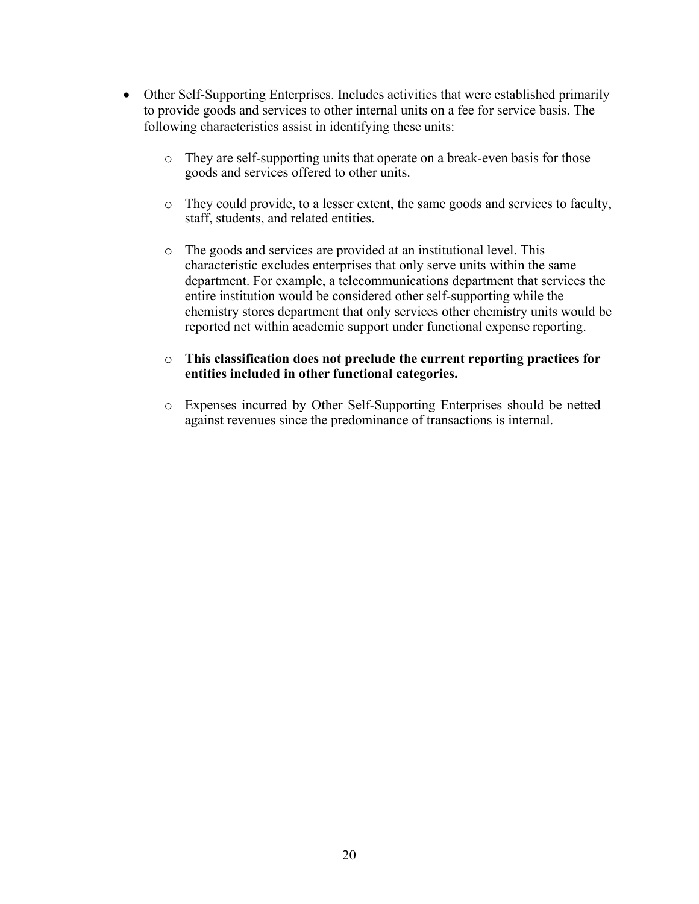- Other Self-Supporting Enterprises. Includes activities that were established primarily to provide goods and services to other internal units on a fee for service basis. The following characteristics assist in identifying these units:

  - They are self-supporting units that operate on a break-even basis for those goods and services offered to other units.

  - They could provide, to a lesser extent, the same goods and services to faculty, staff, students, and related entities.

  - The goods and services are provided at an institutional level. This characteristic excludes enterprises that only serve units within the same department. For example, a telecommunications department that services the entire institution would be considered other self-supporting while the chemistry stores department that only services other chemistry units would be reported net within academic support under functional expense reporting.

  - **This classification does not preclude the current reporting practices for entities included in other functional categories.**

  - Expenses incurred by Other Self-Supporting Enterprises should be netted against revenues since the predominance of transactions is internal.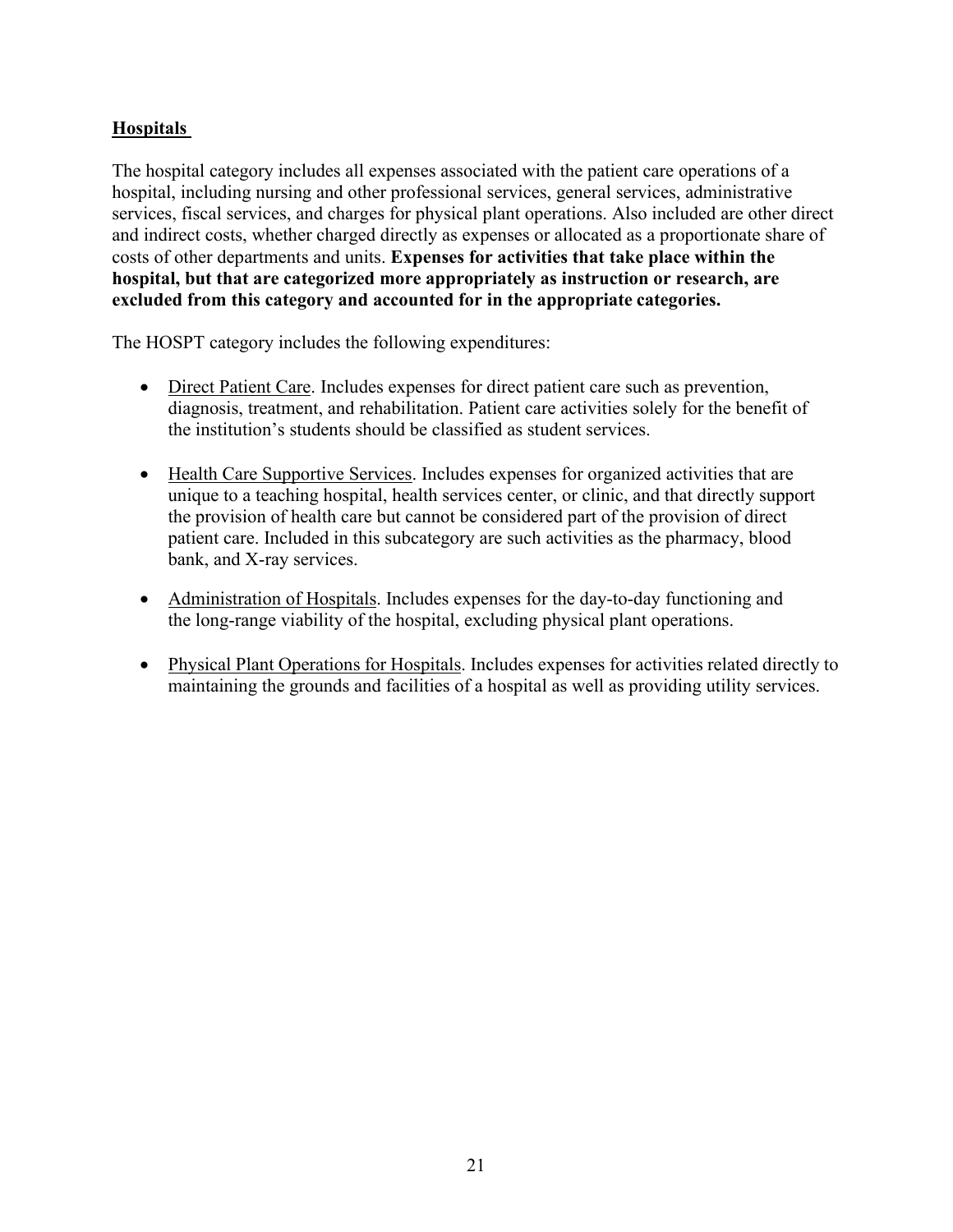## Hospitals

The hospital category includes all expenses associated with the patient care operations of a hospital, including nursing and other professional services, general services, administrative services, fiscal services, and charges for physical plant operations. Also included are other direct and indirect costs, whether charged directly as expenses or allocated as a proportionate share of costs of other departments and units. **Expenses for activities that take place within the hospital, but that are categorized more appropriately as instruction or research, are excluded from this category and accounted for in the appropriate categories.**

The HOSPT category includes the following expenditures:

- Direct Patient Care. Includes expenses for direct patient care such as prevention, diagnosis, treatment, and rehabilitation. Patient care activities solely for the benefit of the institution's students should be classified as student services.
- Health Care Supportive Services. Includes expenses for organized activities that are unique to a teaching hospital, health services center, or clinic, and that directly support the provision of health care but cannot be considered part of the provision of direct patient care. Included in this subcategory are such activities as the pharmacy, blood bank, and X-ray services.
- Administration of Hospitals. Includes expenses for the day-to-day functioning and the long-range viability of the hospital, excluding physical plant operations.
- Physical Plant Operations for Hospitals. Includes expenses for activities related directly to maintaining the grounds and facilities of a hospital as well as providing utility services.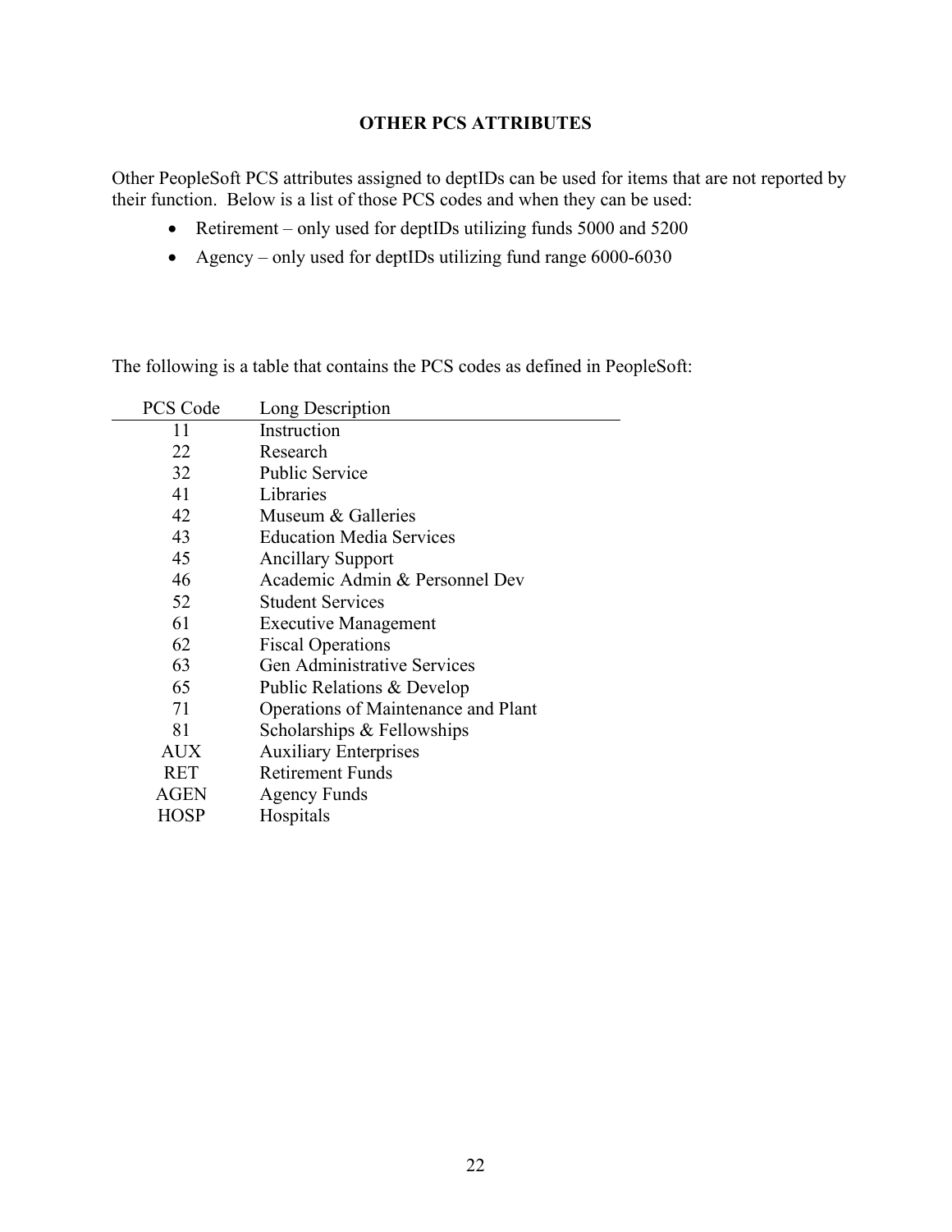## OTHER PCS ATTRIBUTES

Other PeopleSoft PCS attributes assigned to deptIDs can be used for items that are not reported by their function. Below is a list of those PCS codes and when they can be used:

- Retirement – only used for deptIDs utilizing funds 5000 and 5200
- Agency – only used for deptIDs utilizing fund range 6000-6030

The following is a table that contains the PCS codes as defined in PeopleSoft:

| PCS Code | Long Description |
|---|---|
| 11 | Instruction |
| 22 | Research |
| 32 | Public Service |
| 41 | Libraries |
| 42 | Museum & Galleries |
| 43 | Education Media Services |
| 45 | Ancillary Support |
| 46 | Academic Admin & Personnel Dev |
| 52 | Student Services |
| 61 | Executive Management |
| 62 | Fiscal Operations |
| 63 | Gen Administrative Services |
| 65 | Public Relations & Develop |
| 71 | Operations of Maintenance and Plant |
| 81 | Scholarships & Fellowships |
| AUX | Auxiliary Enterprises |
| RET | Retirement Funds |
| AGEN | Agency Funds |
| HOSP | Hospitals |